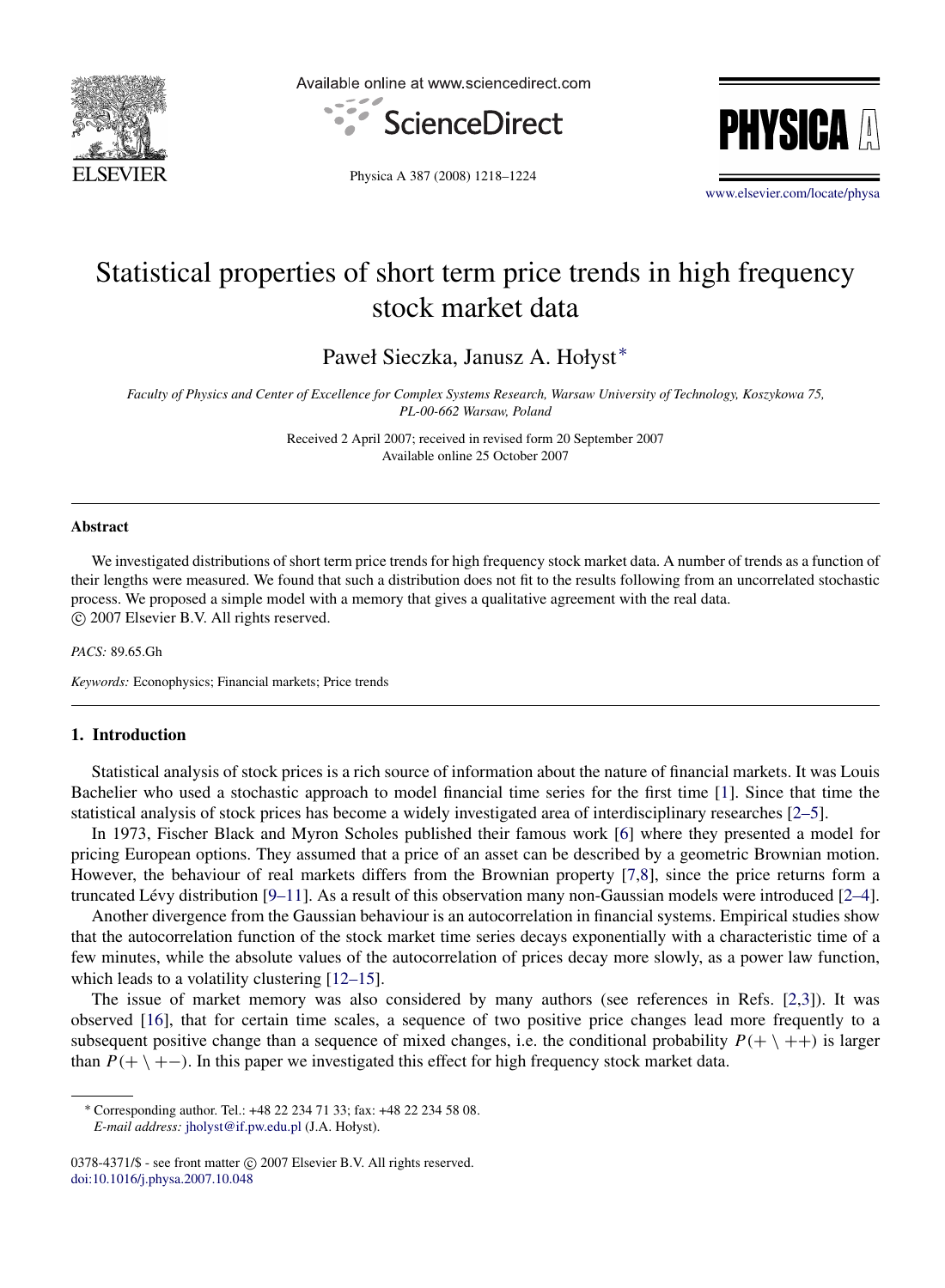# Statistical properties of short term price trends in high frequency stock market data

Paweł Sieczka, Janusz A. Hołyst*

*Faculty of Physics and Center of Excellence for Complex Systems Research, Warsaw University of Technology, Koszykowa 75, PL-00-662 Warsaw, Poland*

Received 2 April 2007; received in revised form 20 September 2007
Available online 25 October 2007

---

### Abstract

We investigated distributions of short term price trends for high frequency stock market data. A number of trends as a function of their lengths were measured. We found that such a distribution does not fit to the results following from an uncorrelated stochastic process. We proposed a simple model with a memory that gives a qualitative agreement with the real data.
© 2007 Elsevier B.V. All rights reserved.

*PACS:* 89.65.Gh

*Keywords:* Econophysics; Financial markets; Price trends

---

## 1. Introduction

Statistical analysis of stock prices is a rich source of information about the nature of financial markets. It was Louis Bachelier who used a stochastic approach to model financial time series for the first time [1]. Since that time the statistical analysis of stock prices has become a widely investigated area of interdisciplinary researches [2–5].

In 1973, Fischer Black and Myron Scholes published their famous work [6] where they presented a model for pricing European options. They assumed that a price of an asset can be described by a geometric Brownian motion. However, the behaviour of real markets differs from the Brownian property [7,8], since the price returns form a truncated Lévy distribution [9–11]. As a result of this observation many non-Gaussian models were introduced [2–4].

Another divergence from the Gaussian behaviour is an autocorrelation in financial systems. Empirical studies show that the autocorrelation function of the stock market time series decays exponentially with a characteristic time of a few minutes, while the absolute values of the autocorrelation of prices decay more slowly, as a power law function, which leads to a volatility clustering [12–15].

The issue of market memory was also considered by many authors (see references in Refs. [2,3]). It was observed [16], that for certain time scales, a sequence of two positive price changes lead more frequently to a subsequent positive change than a sequence of mixed changes, i.e. the conditional probability $P(+ \setminus ++)$ is larger than $P(+ \setminus +-)$. In this paper we investigated this effect for high frequency stock market data.

---

* Corresponding author. Tel.: +48 22 234 71 33; fax: +48 22 234 58 08.
*E-mail address:* jholyst@if.pw.edu.pl (J.A. Hołyst).

0378-4371/$ - see front matter © 2007 Elsevier B.V. All rights reserved.
doi:10.1016/j.physa.2007.10.048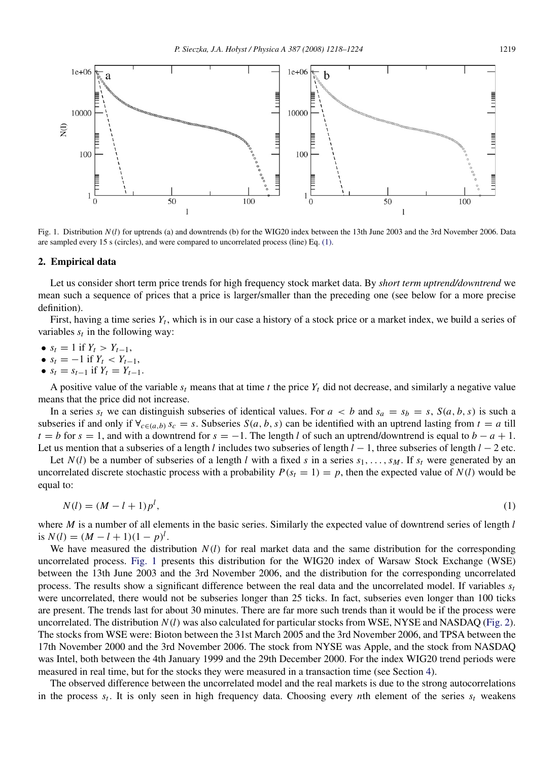Fig. 1. Distribution $N(l)$ for uptrends (a) and downtrends (b) for the WIG20 index between the 13th June 2003 and the 3rd November 2006. Data are sampled every 15 s (circles), and were compared to uncorrelated process (line) Eq. (1).

## 2. Empirical data

Let us consider short term price trends for high frequency stock market data. By *short term uptrend/downtrend* we mean such a sequence of prices that a price is larger/smaller than the preceding one (see below for a more precise definition).

First, having a time series $Y_t$, which is in our case a history of a stock price or a market index, we build a series of variables $s_t$ in the following way:

- $s_t = 1$ if $Y_t > Y_{t-1}$,
- $s_t = -1$ if $Y_t < Y_{t-1}$,
- $s_t = s_{t-1}$ if $Y_t = Y_{t-1}$.

A positive value of the variable $s_t$ means that at time $t$ the price $Y_t$ did not decrease, and similarly a negative value means that the price did not increase.

In a series $s_t$ we can distinguish subseries of identical values. For $a < b$ and $s_a = s_b = s$, $S(a, b, s)$ is such a subseries if and only if $\forall_{c \in (a,b)} s_c = s$. Subseries $S(a, b, s)$ can be identified with an uptrend lasting from $t = a$ till $t = b$ for $s = 1$, and with a downtrend for $s = -1$. The length $l$ of such an uptrend/downtrend is equal to $b - a + 1$. Let us mention that a subseries of a length $l$ includes two subseries of length $l - 1$, three subseries of length $l - 2$ etc.

Let $N(l)$ be a number of subseries of a length $l$ with a fixed $s$ in a series $s_1, \ldots, s_M$. If $s_t$ were generated by an uncorrelated discrete stochastic process with a probability $P(s_t = 1) = p$, then the expected value of $N(l)$ would be equal to:

$$N(l) = (M - l + 1)p^l, \tag{1}$$

where $M$ is a number of all elements in the basic series. Similarly the expected value of downtrend series of length $l$ is $N(l) = (M - l + 1)(1 - p)^l$.

We have measured the distribution $N(l)$ for real market data and the same distribution for the corresponding uncorrelated process. Fig. 1 presents this distribution for the WIG20 index of Warsaw Stock Exchange (WSE) between the 13th June 2003 and the 3rd November 2006, and the distribution for the corresponding uncorrelated process. The results show a significant difference between the real data and the uncorrelated model. If variables $s_t$ were uncorrelated, there would not be subseries longer than 25 ticks. In fact, subseries even longer than 100 ticks are present. The trends last for about 30 minutes. There are far more such trends than it would be if the process were uncorrelated. The distribution $N(l)$ was also calculated for particular stocks from WSE, NYSE and NASDAQ (Fig. 2). The stocks from WSE were: Bioton between the 31st March 2005 and the 3rd November 2006, and TPSA between the 17th November 2000 and the 3rd November 2006. The stock from NYSE was Apple, and the stock from NASDAQ was Intel, both between the 4th January 1999 and the 29th December 2000. For the index WIG20 trend periods were measured in real time, but for the stocks they were measured in a transaction time (see Section 4).

The observed difference between the uncorrelated model and the real markets is due to the strong autocorrelations in the process $s_t$. It is only seen in high frequency data. Choosing every $n$th element of the series $s_t$ weakens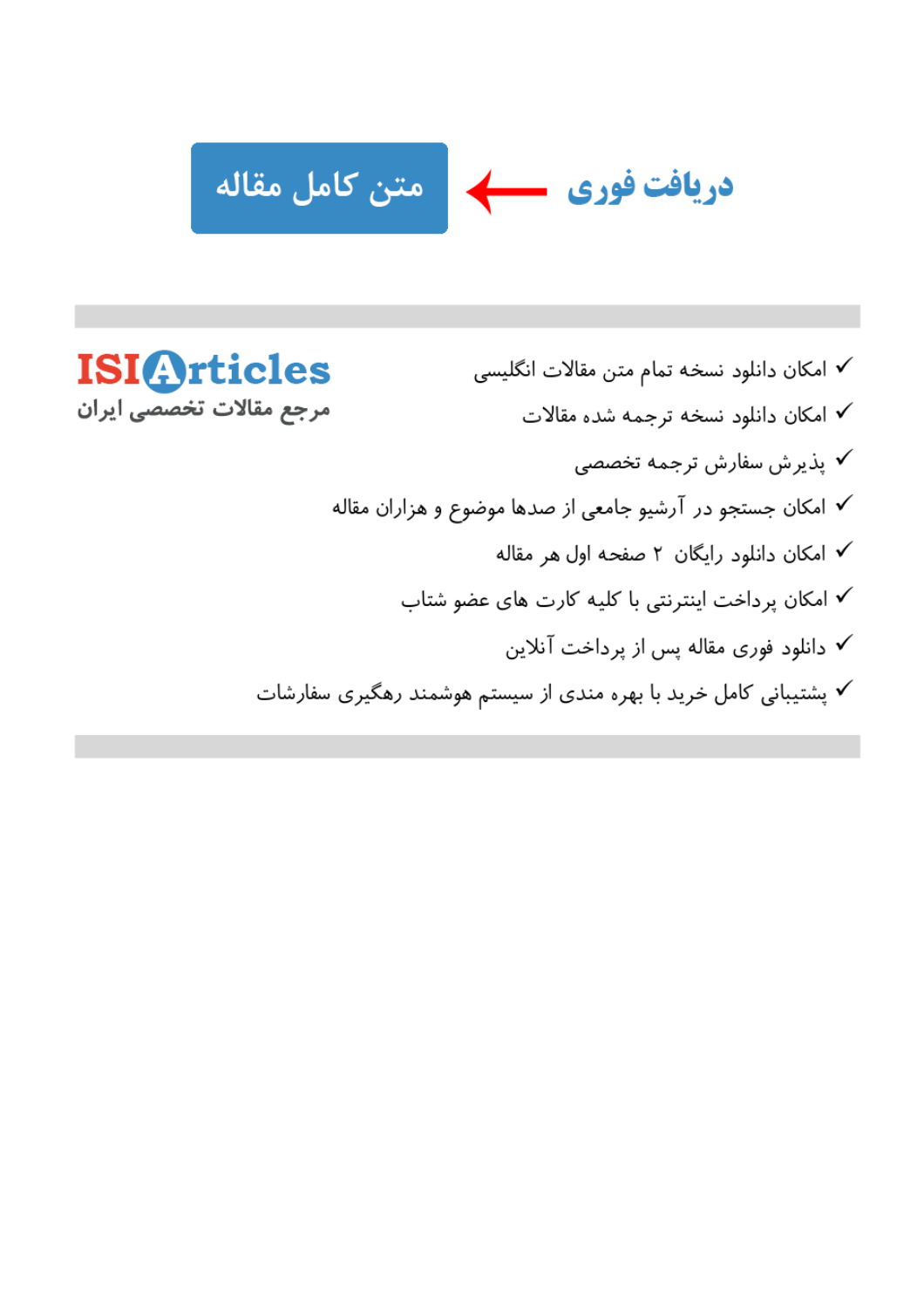**دریافت فوری** ← **متن کامل مقاله**

**ISIArticles**
مرجع مقالات تخصصی ایران

- ✓ امکان دانلود نسخه تمام متن مقالات انگلیسی
- ✓ امکان دانلود نسخه ترجمه شده مقالات
- ✓ پذیرش سفارش ترجمه تخصصی
- ✓ امکان جستجو در آرشیو جامعی از صدها موضوع و هزاران مقاله
- ✓ امکان دانلود رایگان ۲ صفحه اول هر مقاله
- ✓ امکان پرداخت اینترنتی با کلیه کارت های عضو شتاب
- ✓ دانلود فوری مقاله پس از پرداخت آنلاین
- ✓ پشتیبانی کامل خرید با بهره مندی از سیستم هوشمند رهگیری سفارشات